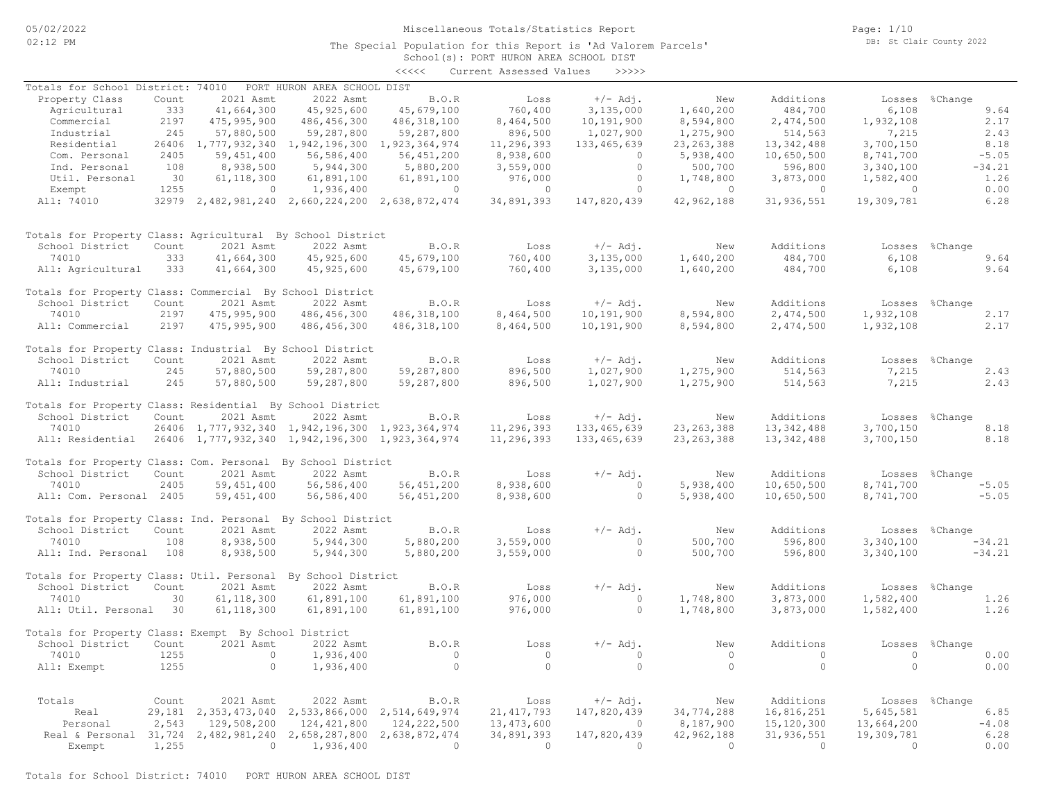# Miscellaneous Totals/Statistics Report

The Special Population for this Report is 'Ad Valorem Parcels'

School(s): PORT HURON AREA SCHOOL DIST

<<<<< Current Assessed Values >>>>>

## Totals for School District: 74010 PORT HURON AREA SCHOOL DIST

| Property Class | Count | 2021 Asmt | 2022 Asmt | B.O.R | Loss | +/- Adj. | New | Additions | Losses | %Change |
|---|---|---|---|---|---|---|---|---|---|---|
| Agricultural | 333 | 41,664,300 | 45,925,600 | 45,679,100 | 760,400 | 3,135,000 | 1,640,200 | 484,700 | 6,108 | 9.64 |
| Commercial | 2197 | 475,995,900 | 486,456,300 | 486,318,100 | 8,464,500 | 10,191,900 | 8,594,800 | 2,474,500 | 1,932,108 | 2.17 |
| Industrial | 245 | 57,880,500 | 59,287,800 | 59,287,800 | 896,500 | 1,027,900 | 1,275,900 | 514,563 | 7,215 | 2.43 |
| Residential | 26406 | 1,777,932,340 | 1,942,196,300 | 1,923,364,974 | 11,296,393 | 133,465,639 | 23,263,388 | 13,342,488 | 3,700,150 | 8.18 |
| Com. Personal | 2405 | 59,451,400 | 56,586,400 | 56,451,200 | 8,938,600 | 0 | 5,938,400 | 10,650,500 | 8,741,700 | -5.05 |
| Ind. Personal | 108 | 8,938,500 | 5,944,300 | 5,880,200 | 3,559,000 | 0 | 500,700 | 596,800 | 3,340,100 | -34.21 |
| Util. Personal | 30 | 61,118,300 | 61,891,100 | 61,891,100 | 976,000 | 0 | 1,748,800 | 3,873,000 | 1,582,400 | 1.26 |
| Exempt | 1255 | 0 | 1,936,400 | 0 | 0 | 0 | 0 | 0 | 0 | 0.00 |
| All: 74010 | 32979 | 2,482,981,240 | 2,660,224,200 | 2,638,872,474 | 34,891,393 | 147,820,439 | 42,962,188 | 31,936,551 | 19,309,781 | 6.28 |

## Totals for Property Class: Agricultural By School District

| School District | Count | 2021 Asmt | 2022 Asmt | B.O.R | Loss | +/- Adj. | New | Additions | Losses | %Change |
|---|---|---|---|---|---|---|---|---|---|---|
| 74010 | 333 | 41,664,300 | 45,925,600 | 45,679,100 | 760,400 | 3,135,000 | 1,640,200 | 484,700 | 6,108 | 9.64 |
| All: Agricultural | 333 | 41,664,300 | 45,925,600 | 45,679,100 | 760,400 | 3,135,000 | 1,640,200 | 484,700 | 6,108 | 9.64 |

## Totals for Property Class: Commercial By School District

| School District | Count | 2021 Asmt | 2022 Asmt | B.O.R | Loss | +/- Adj. | New | Additions | Losses | %Change |
|---|---|---|---|---|---|---|---|---|---|---|
| 74010 | 2197 | 475,995,900 | 486,456,300 | 486,318,100 | 8,464,500 | 10,191,900 | 8,594,800 | 2,474,500 | 1,932,108 | 2.17 |
| All: Commercial | 2197 | 475,995,900 | 486,456,300 | 486,318,100 | 8,464,500 | 10,191,900 | 8,594,800 | 2,474,500 | 1,932,108 | 2.17 |

## Totals for Property Class: Industrial By School District

| School District | Count | 2021 Asmt | 2022 Asmt | B.O.R | Loss | +/- Adj. | New | Additions | Losses | %Change |
|---|---|---|---|---|---|---|---|---|---|---|
| 74010 | 245 | 57,880,500 | 59,287,800 | 59,287,800 | 896,500 | 1,027,900 | 1,275,900 | 514,563 | 7,215 | 2.43 |
| All: Industrial | 245 | 57,880,500 | 59,287,800 | 59,287,800 | 896,500 | 1,027,900 | 1,275,900 | 514,563 | 7,215 | 2.43 |

## Totals for Property Class: Residential By School District

| School District | Count | 2021 Asmt | 2022 Asmt | B.O.R | Loss | +/- Adj. | New | Additions | Losses | %Change |
|---|---|---|---|---|---|---|---|---|---|---|
| 74010 | 26406 | 1,777,932,340 | 1,942,196,300 | 1,923,364,974 | 11,296,393 | 133,465,639 | 23,263,388 | 13,342,488 | 3,700,150 | 8.18 |
| All: Residential | 26406 | 1,777,932,340 | 1,942,196,300 | 1,923,364,974 | 11,296,393 | 133,465,639 | 23,263,388 | 13,342,488 | 3,700,150 | 8.18 |

## Totals for Property Class: Com. Personal By School District

| School District | Count | 2021 Asmt | 2022 Asmt | B.O.R | Loss | +/- Adj. | New | Additions | Losses | %Change |
|---|---|---|---|---|---|---|---|---|---|---|
| 74010 | 2405 | 59,451,400 | 56,586,400 | 56,451,200 | 8,938,600 | 0 | 5,938,400 | 10,650,500 | 8,741,700 | -5.05 |
| All: Com. Personal | 2405 | 59,451,400 | 56,586,400 | 56,451,200 | 8,938,600 | 0 | 5,938,400 | 10,650,500 | 8,741,700 | -5.05 |

## Totals for Property Class: Ind. Personal By School District

| School District | Count | 2021 Asmt | 2022 Asmt | B.O.R | Loss | +/- Adj. | New | Additions | Losses | %Change |
|---|---|---|---|---|---|---|---|---|---|---|
| 74010 | 108 | 8,938,500 | 5,944,300 | 5,880,200 | 3,559,000 | 0 | 500,700 | 596,800 | 3,340,100 | -34.21 |
| All: Ind. Personal | 108 | 8,938,500 | 5,944,300 | 5,880,200 | 3,559,000 | 0 | 500,700 | 596,800 | 3,340,100 | -34.21 |

## Totals for Property Class: Util. Personal By School District

| School District | Count | 2021 Asmt | 2022 Asmt | B.O.R | Loss | +/- Adj. | New | Additions | Losses | %Change |
|---|---|---|---|---|---|---|---|---|---|---|
| 74010 | 30 | 61,118,300 | 61,891,100 | 61,891,100 | 976,000 | 0 | 1,748,800 | 3,873,000 | 1,582,400 | 1.26 |
| All: Util. Personal | 30 | 61,118,300 | 61,891,100 | 61,891,100 | 976,000 | 0 | 1,748,800 | 3,873,000 | 1,582,400 | 1.26 |

## Totals for Property Class: Exempt By School District

| School District | Count | 2021 Asmt | 2022 Asmt | B.O.R | Loss | +/- Adj. | New | Additions | Losses | %Change |
|---|---|---|---|---|---|---|---|---|---|---|
| 74010 | 1255 | 0 | 1,936,400 | 0 | 0 | 0 | 0 | 0 | 0 | 0.00 |
| All: Exempt | 1255 | 0 | 1,936,400 | 0 | 0 | 0 | 0 | 0 | 0 | 0.00 |

## Totals

| Totals | Count | 2021 Asmt | 2022 Asmt | B.O.R | Loss | +/- Adj. | New | Additions | Losses | %Change |
|---|---|---|---|---|---|---|---|---|---|---|
| Real | 29,181 | 2,353,473,040 | 2,533,866,000 | 2,514,649,974 | 21,417,793 | 147,820,439 | 34,774,288 | 16,816,251 | 5,645,581 | 6.85 |
| Personal | 2,543 | 129,508,200 | 124,421,800 | 124,222,500 | 13,473,600 | 0 | 8,187,900 | 15,120,300 | 13,664,200 | -4.08 |
| Real & Personal | 31,724 | 2,482,981,240 | 2,658,287,800 | 2,638,872,474 | 34,891,393 | 147,820,439 | 42,962,188 | 31,936,551 | 19,309,781 | 6.28 |
| Exempt | 1,255 | 0 | 1,936,400 | 0 | 0 | 0 | 0 | 0 | 0 | 0.00 |

Totals for School District: 74010 PORT HURON AREA SCHOOL DIST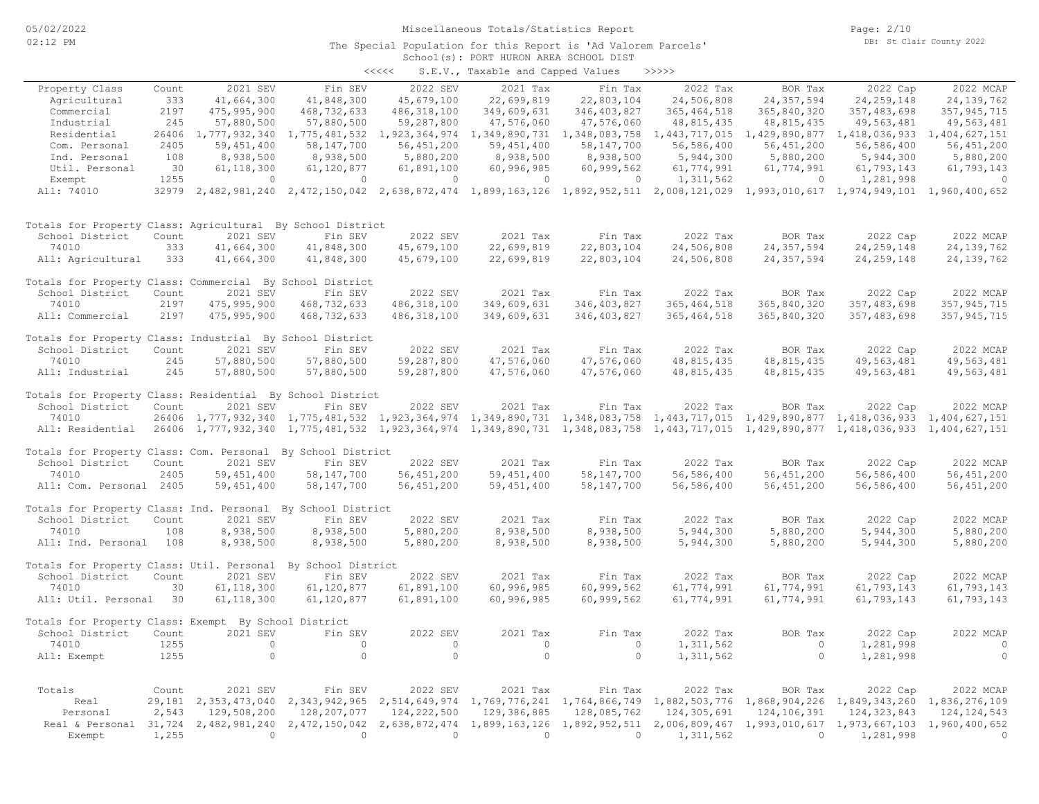Miscellaneous Totals/Statistics Report

The Special Population for this Report is 'Ad Valorem Parcels'

School(s): PORT HURON AREA SCHOOL DIST

<<<<< S.E.V., Taxable and Capped Values >>>>>

| Property Class | Count | 2021 SEV | Fin SEV | 2022 SEV | 2021 Tax | Fin Tax | 2022 Tax | BOR Tax | 2022 Cap | 2022 MCAP |
|---|---|---|---|---|---|---|---|---|---|---|
| Agricultural | 333 | 41,664,300 | 41,848,300 | 45,679,100 | 22,699,819 | 22,803,104 | 24,506,808 | 24,357,594 | 24,259,148 | 24,139,762 |
| Commercial | 2197 | 475,995,900 | 468,732,633 | 486,318,100 | 349,609,631 | 346,403,827 | 365,464,518 | 365,840,320 | 357,483,698 | 357,945,715 |
| Industrial | 245 | 57,880,500 | 57,880,500 | 59,287,800 | 47,576,060 | 47,576,060 | 48,815,435 | 48,815,435 | 49,563,481 | 49,563,481 |
| Residential | 26406 | 1,777,932,340 | 1,775,481,532 | 1,923,364,974 | 1,349,890,731 | 1,348,083,758 | 1,443,717,015 | 1,429,890,877 | 1,418,036,933 | 1,404,627,151 |
| Com. Personal | 2405 | 59,451,400 | 58,147,700 | 56,451,200 | 59,451,400 | 58,147,700 | 56,586,400 | 56,451,200 | 56,586,400 | 56,451,200 |
| Ind. Personal | 108 | 8,938,500 | 8,938,500 | 5,880,200 | 8,938,500 | 8,938,500 | 5,944,300 | 5,880,200 | 5,944,300 | 5,880,200 |
| Util. Personal | 30 | 61,118,300 | 61,120,877 | 61,891,100 | 60,996,985 | 60,999,562 | 61,774,991 | 61,774,991 | 61,793,143 | 61,793,143 |
| Exempt | 1255 | 0 | 0 | 0 | 0 | 0 | 1,311,562 | 0 | 1,281,998 | 0 |
| All: 74010 | 32979 | 2,482,981,240 | 2,472,150,042 | 2,638,872,474 | 1,899,163,126 | 1,892,952,511 | 2,008,121,029 | 1,993,010,617 | 1,974,949,101 | 1,960,400,652 |

Totals for Property Class: Agricultural By School District

| School District | Count | 2021 SEV | Fin SEV | 2022 SEV | 2021 Tax | Fin Tax | 2022 Tax | BOR Tax | 2022 Cap | 2022 MCAP |
|---|---|---|---|---|---|---|---|---|---|---|
| 74010 | 333 | 41,664,300 | 41,848,300 | 45,679,100 | 22,699,819 | 22,803,104 | 24,506,808 | 24,357,594 | 24,259,148 | 24,139,762 |
| All: Agricultural | 333 | 41,664,300 | 41,848,300 | 45,679,100 | 22,699,819 | 22,803,104 | 24,506,808 | 24,357,594 | 24,259,148 | 24,139,762 |

Totals for Property Class: Commercial By School District

| School District | Count | 2021 SEV | Fin SEV | 2022 SEV | 2021 Tax | Fin Tax | 2022 Tax | BOR Tax | 2022 Cap | 2022 MCAP |
|---|---|---|---|---|---|---|---|---|---|---|
| 74010 | 2197 | 475,995,900 | 468,732,633 | 486,318,100 | 349,609,631 | 346,403,827 | 365,464,518 | 365,840,320 | 357,483,698 | 357,945,715 |
| All: Commercial | 2197 | 475,995,900 | 468,732,633 | 486,318,100 | 349,609,631 | 346,403,827 | 365,464,518 | 365,840,320 | 357,483,698 | 357,945,715 |

Totals for Property Class: Industrial By School District

| School District | Count | 2021 SEV | Fin SEV | 2022 SEV | 2021 Tax | Fin Tax | 2022 Tax | BOR Tax | 2022 Cap | 2022 MCAP |
|---|---|---|---|---|---|---|---|---|---|---|
| 74010 | 245 | 57,880,500 | 57,880,500 | 59,287,800 | 47,576,060 | 47,576,060 | 48,815,435 | 48,815,435 | 49,563,481 | 49,563,481 |
| All: Industrial | 245 | 57,880,500 | 57,880,500 | 59,287,800 | 47,576,060 | 47,576,060 | 48,815,435 | 48,815,435 | 49,563,481 | 49,563,481 |

Totals for Property Class: Residential By School District

| School District | Count | 2021 SEV | Fin SEV | 2022 SEV | 2021 Tax | Fin Tax | 2022 Tax | BOR Tax | 2022 Cap | 2022 MCAP |
|---|---|---|---|---|---|---|---|---|---|---|
| 74010 | 26406 | 1,777,932,340 | 1,775,481,532 | 1,923,364,974 | 1,349,890,731 | 1,348,083,758 | 1,443,717,015 | 1,429,890,877 | 1,418,036,933 | 1,404,627,151 |
| All: Residential | 26406 | 1,777,932,340 | 1,775,481,532 | 1,923,364,974 | 1,349,890,731 | 1,348,083,758 | 1,443,717,015 | 1,429,890,877 | 1,418,036,933 | 1,404,627,151 |

Totals for Property Class: Com. Personal By School District

| School District | Count | 2021 SEV | Fin SEV | 2022 SEV | 2021 Tax | Fin Tax | 2022 Tax | BOR Tax | 2022 Cap | 2022 MCAP |
|---|---|---|---|---|---|---|---|---|---|---|
| 74010 | 2405 | 59,451,400 | 58,147,700 | 56,451,200 | 59,451,400 | 58,147,700 | 56,586,400 | 56,451,200 | 56,586,400 | 56,451,200 |
| All: Com. Personal | 2405 | 59,451,400 | 58,147,700 | 56,451,200 | 59,451,400 | 58,147,700 | 56,586,400 | 56,451,200 | 56,586,400 | 56,451,200 |

Totals for Property Class: Ind. Personal By School District

| School District | Count | 2021 SEV | Fin SEV | 2022 SEV | 2021 Tax | Fin Tax | 2022 Tax | BOR Tax | 2022 Cap | 2022 MCAP |
|---|---|---|---|---|---|---|---|---|---|---|
| 74010 | 108 | 8,938,500 | 8,938,500 | 5,880,200 | 8,938,500 | 8,938,500 | 5,944,300 | 5,880,200 | 5,944,300 | 5,880,200 |
| All: Ind. Personal | 108 | 8,938,500 | 8,938,500 | 5,880,200 | 8,938,500 | 8,938,500 | 5,944,300 | 5,880,200 | 5,944,300 | 5,880,200 |

Totals for Property Class: Util. Personal By School District

| School District | Count | 2021 SEV | Fin SEV | 2022 SEV | 2021 Tax | Fin Tax | 2022 Tax | BOR Tax | 2022 Cap | 2022 MCAP |
|---|---|---|---|---|---|---|---|---|---|---|
| 74010 | 30 | 61,118,300 | 61,120,877 | 61,891,100 | 60,996,985 | 60,999,562 | 61,774,991 | 61,774,991 | 61,793,143 | 61,793,143 |
| All: Util. Personal | 30 | 61,118,300 | 61,120,877 | 61,891,100 | 60,996,985 | 60,999,562 | 61,774,991 | 61,774,991 | 61,793,143 | 61,793,143 |

Totals for Property Class: Exempt By School District

| School District | Count | 2021 SEV | Fin SEV | 2022 SEV | 2021 Tax | Fin Tax | 2022 Tax | BOR Tax | 2022 Cap | 2022 MCAP |
|---|---|---|---|---|---|---|---|---|---|---|
| 74010 | 1255 | 0 | 0 | 0 | 0 | 0 | 1,311,562 | 0 | 1,281,998 | 0 |
| All: Exempt | 1255 | 0 | 0 | 0 | 0 | 0 | 1,311,562 | 0 | 1,281,998 | 0 |

| Totals | Count | 2021 SEV | Fin SEV | 2022 SEV | 2021 Tax | Fin Tax | 2022 Tax | BOR Tax | 2022 Cap | 2022 MCAP |
|---|---|---|---|---|---|---|---|---|---|---|
| Real | 29,181 | 2,353,473,040 | 2,343,942,965 | 2,514,649,974 | 1,769,776,241 | 1,764,866,749 | 1,882,503,776 | 1,868,904,226 | 1,849,343,260 | 1,836,276,109 |
| Personal | 2,543 | 129,508,200 | 128,207,077 | 124,222,500 | 129,386,885 | 128,085,762 | 124,305,691 | 124,106,391 | 124,323,843 | 124,124,543 |
| Real & Personal | 31,724 | 2,482,981,240 | 2,472,150,042 | 2,638,872,474 | 1,899,163,126 | 1,892,952,511 | 2,006,809,467 | 1,993,010,617 | 1,973,667,103 | 1,960,400,652 |
| Exempt | 1,255 | 0 | 0 | 0 | 0 | 0 | 1,311,562 | 0 | 1,281,998 | 0 |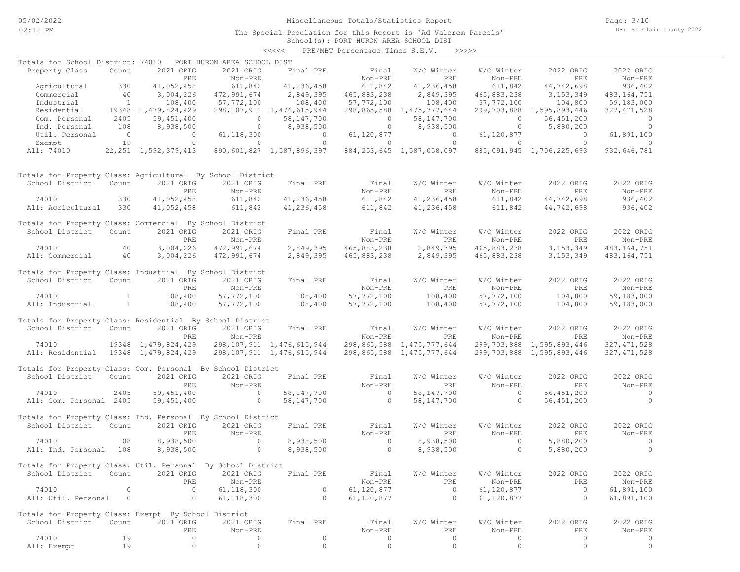# Miscellaneous Totals/Statistics Report

05/02/2022 02:12 PM

DB: St Clair County 2022

The Special Population for this Report is 'Ad Valorem Parcels'

School(s): PORT HURON AREA SCHOOL DIST

<<<<< PRE/MBT Percentage Times S.E.V. >>>>>

## Totals for School District: 74010 PORT HURON AREA SCHOOL DIST

| Property Class | Count | 2021 ORIG PRE | 2021 ORIG Non-PRE | Final PRE | Final Non-PRE | W/O Winter PRE | W/O Winter Non-PRE | 2022 ORIG PRE | 2022 ORIG Non-PRE |
|---|---|---|---|---|---|---|---|---|---|
| Agricultural | 330 | 41,052,458 | 611,842 | 41,236,458 | 611,842 | 41,236,458 | 611,842 | 44,742,698 | 936,402 |
| Commercial | 40 | 3,004,226 | 472,991,674 | 2,849,395 | 465,883,238 | 2,849,395 | 465,883,238 | 3,153,349 | 483,164,751 |
| Industrial | 1 | 108,400 | 57,772,100 | 108,400 | 57,772,100 | 108,400 | 57,772,100 | 104,800 | 59,183,000 |
| Residential | 19348 | 1,479,824,429 | 298,107,911 | 1,476,615,944 | 298,865,588 | 1,475,777,644 | 299,703,888 | 1,595,893,446 | 327,471,528 |
| Com. Personal | 2405 | 59,451,400 | 0 | 58,147,700 | 0 | 58,147,700 | 0 | 56,451,200 | 0 |
| Ind. Personal | 108 | 8,938,500 | 0 | 8,938,500 | 0 | 8,938,500 | 0 | 5,880,200 | 0 |
| Util. Personal | 0 | 0 | 61,118,300 | 0 | 61,120,877 | 0 | 61,120,877 | 0 | 61,891,100 |
| Exempt | 19 | 0 | 0 | 0 | 0 | 0 | 0 | 0 | 0 |
| All: 74010 | 22,251 | 1,592,379,413 | 890,601,827 | 1,587,896,397 | 884,253,645 | 1,587,058,097 | 885,091,945 | 1,706,225,693 | 932,646,781 |

## Totals for Property Class: Agricultural By School District

| School District | Count | 2021 ORIG PRE | 2021 ORIG Non-PRE | Final PRE | Final Non-PRE | W/O Winter PRE | W/O Winter Non-PRE | 2022 ORIG PRE | 2022 ORIG Non-PRE |
|---|---|---|---|---|---|---|---|---|---|
| 74010 | 330 | 41,052,458 | 611,842 | 41,236,458 | 611,842 | 41,236,458 | 611,842 | 44,742,698 | 936,402 |
| All: Agricultural | 330 | 41,052,458 | 611,842 | 41,236,458 | 611,842 | 41,236,458 | 611,842 | 44,742,698 | 936,402 |

## Totals for Property Class: Commercial By School District

| School District | Count | 2021 ORIG PRE | 2021 ORIG Non-PRE | Final PRE | Final Non-PRE | W/O Winter PRE | W/O Winter Non-PRE | 2022 ORIG PRE | 2022 ORIG Non-PRE |
|---|---|---|---|---|---|---|---|---|---|
| 74010 | 40 | 3,004,226 | 472,991,674 | 2,849,395 | 465,883,238 | 2,849,395 | 465,883,238 | 3,153,349 | 483,164,751 |
| All: Commercial | 40 | 3,004,226 | 472,991,674 | 2,849,395 | 465,883,238 | 2,849,395 | 465,883,238 | 3,153,349 | 483,164,751 |

## Totals for Property Class: Industrial By School District

| School District | Count | 2021 ORIG PRE | 2021 ORIG Non-PRE | Final PRE | Final Non-PRE | W/O Winter PRE | W/O Winter Non-PRE | 2022 ORIG PRE | 2022 ORIG Non-PRE |
|---|---|---|---|---|---|---|---|---|---|
| 74010 | 1 | 108,400 | 57,772,100 | 108,400 | 57,772,100 | 108,400 | 57,772,100 | 104,800 | 59,183,000 |
| All: Industrial | 1 | 108,400 | 57,772,100 | 108,400 | 57,772,100 | 108,400 | 57,772,100 | 104,800 | 59,183,000 |

## Totals for Property Class: Residential By School District

| School District | Count | 2021 ORIG PRE | 2021 ORIG Non-PRE | Final PRE | Final Non-PRE | W/O Winter PRE | W/O Winter Non-PRE | 2022 ORIG PRE | 2022 ORIG Non-PRE |
|---|---|---|---|---|---|---|---|---|---|
| 74010 | 19348 | 1,479,824,429 | 298,107,911 | 1,476,615,944 | 298,865,588 | 1,475,777,644 | 299,703,888 | 1,595,893,446 | 327,471,528 |
| All: Residential | 19348 | 1,479,824,429 | 298,107,911 | 1,476,615,944 | 298,865,588 | 1,475,777,644 | 299,703,888 | 1,595,893,446 | 327,471,528 |

## Totals for Property Class: Com. Personal By School District

| School District | Count | 2021 ORIG PRE | 2021 ORIG Non-PRE | Final PRE | Final Non-PRE | W/O Winter PRE | W/O Winter Non-PRE | 2022 ORIG PRE | 2022 ORIG Non-PRE |
|---|---|---|---|---|---|---|---|---|---|
| 74010 | 2405 | 59,451,400 | 0 | 58,147,700 | 0 | 58,147,700 | 0 | 56,451,200 | 0 |
| All: Com. Personal | 2405 | 59,451,400 | 0 | 58,147,700 | 0 | 58,147,700 | 0 | 56,451,200 | 0 |

## Totals for Property Class: Ind. Personal By School District

| School District | Count | 2021 ORIG PRE | 2021 ORIG Non-PRE | Final PRE | Final Non-PRE | W/O Winter PRE | W/O Winter Non-PRE | 2022 ORIG PRE | 2022 ORIG Non-PRE |
|---|---|---|---|---|---|---|---|---|---|
| 74010 | 108 | 8,938,500 | 0 | 8,938,500 | 0 | 8,938,500 | 0 | 5,880,200 | 0 |
| All: Ind. Personal | 108 | 8,938,500 | 0 | 8,938,500 | 0 | 8,938,500 | 0 | 5,880,200 | 0 |

## Totals for Property Class: Util. Personal By School District

| School District | Count | 2021 ORIG PRE | 2021 ORIG Non-PRE | Final PRE | Final Non-PRE | W/O Winter PRE | W/O Winter Non-PRE | 2022 ORIG PRE | 2022 ORIG Non-PRE |
|---|---|---|---|---|---|---|---|---|---|
| 74010 | 0 | 0 | 61,118,300 | 0 | 61,120,877 | 0 | 61,120,877 | 0 | 61,891,100 |
| All: Util. Personal | 0 | 0 | 61,118,300 | 0 | 61,120,877 | 0 | 61,120,877 | 0 | 61,891,100 |

## Totals for Property Class: Exempt By School District

| School District | Count | 2021 ORIG PRE | 2021 ORIG Non-PRE | Final PRE | Final Non-PRE | W/O Winter PRE | W/O Winter Non-PRE | 2022 ORIG PRE | 2022 ORIG Non-PRE |
|---|---|---|---|---|---|---|---|---|---|
| 74010 | 19 | 0 | 0 | 0 | 0 | 0 | 0 | 0 | 0 |
| All: Exempt | 19 | 0 | 0 | 0 | 0 | 0 | 0 | 0 | 0 |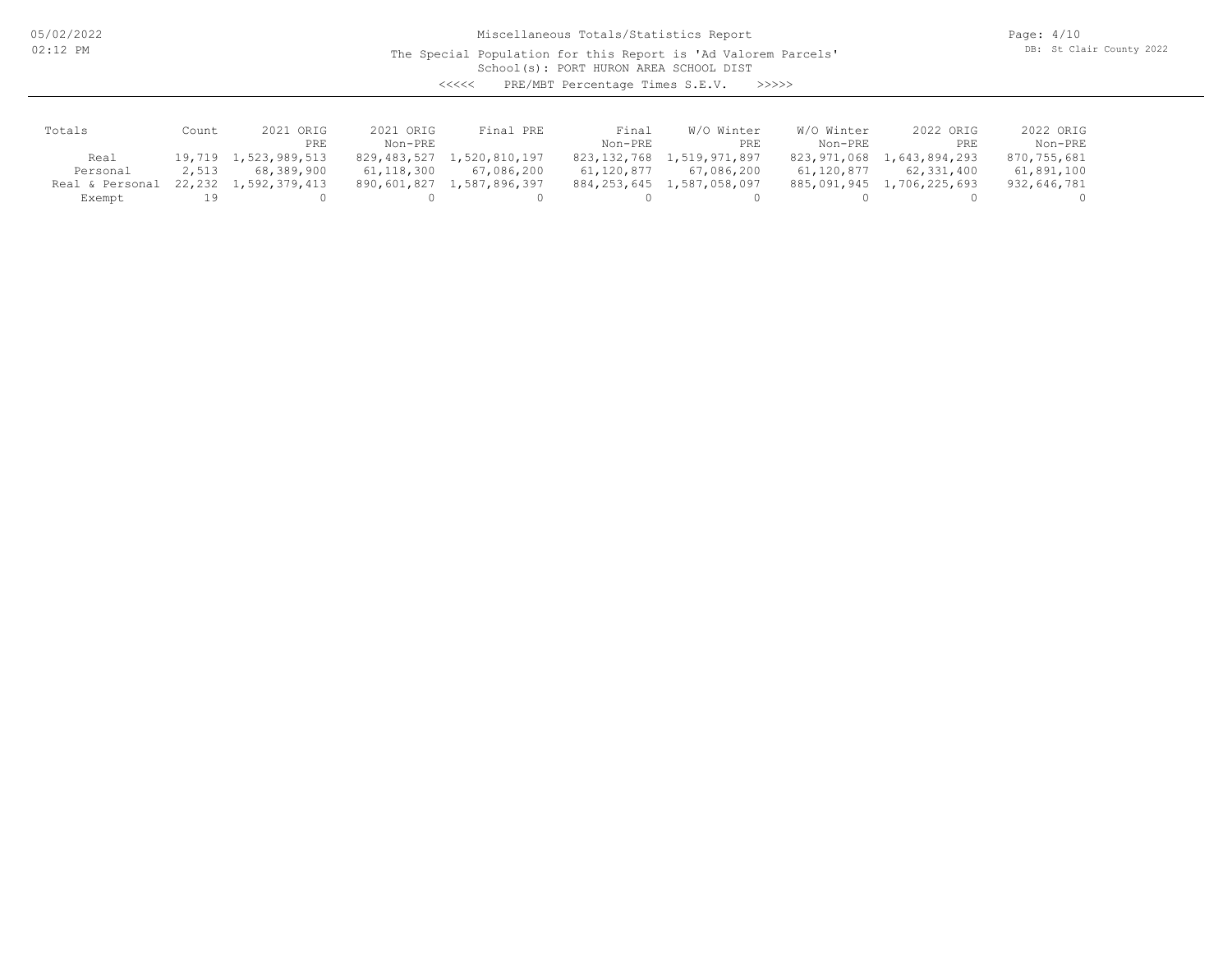Miscellaneous Totals/Statistics Report

The Special Population for this Report is 'Ad Valorem Parcels'

School(s): PORT HURON AREA SCHOOL DIST

<<<<< PRE/MBT Percentage Times S.E.V. >>>>>

| Totals | Count | 2021 ORIG PRE | 2021 ORIG Non-PRE | Final PRE | Final Non-PRE | W/O Winter PRE | W/O Winter Non-PRE | 2022 ORIG PRE | 2022 ORIG Non-PRE |
|---|---|---|---|---|---|---|---|---|---|
| Real | 19,719 | 1,523,989,513 | 829,483,527 | 1,520,810,197 | 823,132,768 | 1,519,971,897 | 823,971,068 | 1,643,894,293 | 870,755,681 |
| Personal | 2,513 | 68,389,900 | 61,118,300 | 67,086,200 | 61,120,877 | 67,086,200 | 61,120,877 | 62,331,400 | 61,891,100 |
| Real & Personal | 22,232 | 1,592,379,413 | 890,601,827 | 1,587,896,397 | 884,253,645 | 1,587,058,097 | 885,091,945 | 1,706,225,693 | 932,646,781 |
| Exempt | 19 | 0 | 0 | 0 | 0 | 0 | 0 | 0 | 0 |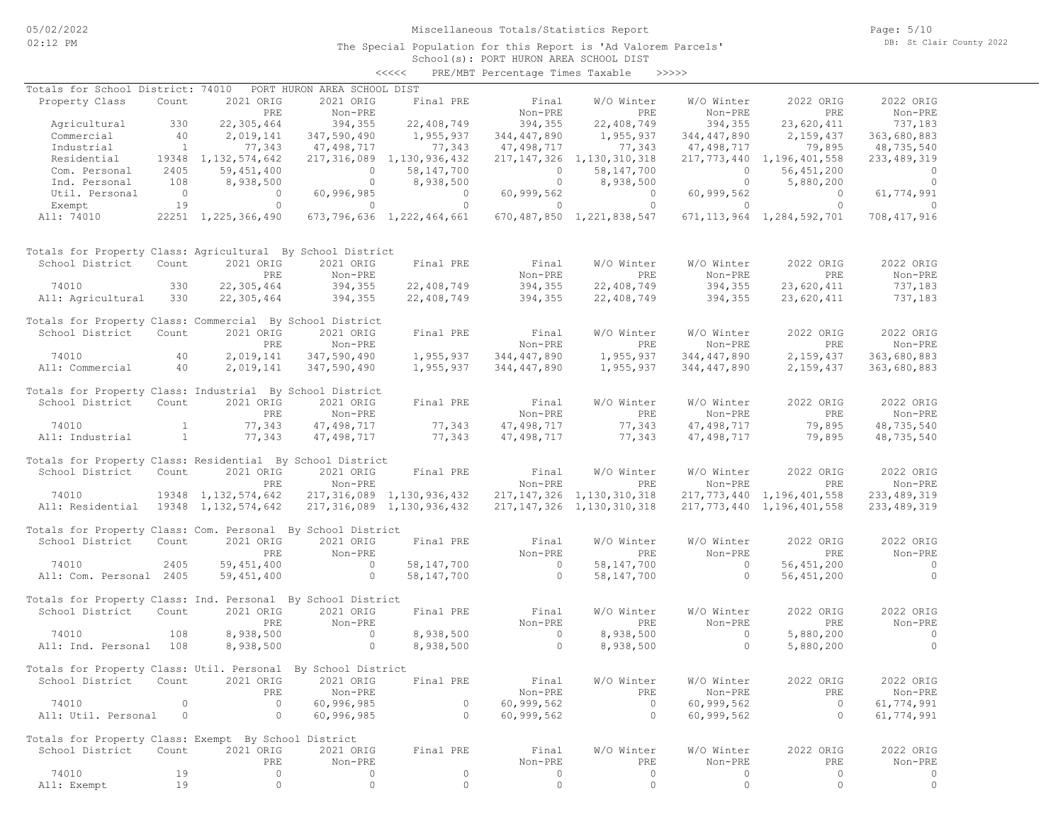# Miscellaneous Totals/Statistics Report

The Special Population for this Report is 'Ad Valorem Parcels'

School(s): PORT HURON AREA SCHOOL DIST

<<<<< PRE/MBT Percentage Times Taxable >>>>>

## Totals for School District: 74010 PORT HURON AREA SCHOOL DIST

| Property Class | Count | 2021 ORIG PRE | 2021 ORIG Non-PRE | Final PRE | Final Non-PRE | W/O Winter PRE | W/O Winter Non-PRE | 2022 ORIG PRE | 2022 ORIG Non-PRE |
|---|---|---|---|---|---|---|---|---|---|
| Agricultural | 330 | 22,305,464 | 394,355 | 22,408,749 | 394,355 | 22,408,749 | 394,355 | 23,620,411 | 737,183 |
| Commercial | 40 | 2,019,141 | 347,590,490 | 1,955,937 | 344,447,890 | 1,955,937 | 344,447,890 | 2,159,437 | 363,680,883 |
| Industrial | 1 | 77,343 | 47,498,717 | 77,343 | 47,498,717 | 77,343 | 47,498,717 | 79,895 | 48,735,540 |
| Residential | 19348 | 1,132,574,642 | 217,316,089 | 1,130,936,432 | 217,147,326 | 1,130,310,318 | 217,773,440 | 1,196,401,558 | 233,489,319 |
| Com. Personal | 2405 | 59,451,400 | 0 | 58,147,700 | 0 | 58,147,700 | 0 | 56,451,200 | 0 |
| Ind. Personal | 108 | 8,938,500 | 0 | 8,938,500 | 0 | 8,938,500 | 0 | 5,880,200 | 0 |
| Util. Personal | 0 | 0 | 60,996,985 | 0 | 60,999,562 | 0 | 60,999,562 | 0 | 61,774,991 |
| Exempt | 19 | 0 | 0 | 0 | 0 | 0 | 0 | 0 | 0 |
| All: 74010 | 22251 | 1,225,366,490 | 673,796,636 | 1,222,464,661 | 670,487,850 | 1,221,838,547 | 671,113,964 | 1,284,592,701 | 708,417,916 |

## Totals for Property Class: Agricultural By School District

| School District | Count | 2021 ORIG PRE | 2021 ORIG Non-PRE | Final PRE | Final Non-PRE | W/O Winter PRE | W/O Winter Non-PRE | 2022 ORIG PRE | 2022 ORIG Non-PRE |
|---|---|---|---|---|---|---|---|---|---|
| 74010 | 330 | 22,305,464 | 394,355 | 22,408,749 | 394,355 | 22,408,749 | 394,355 | 23,620,411 | 737,183 |
| All: Agricultural | 330 | 22,305,464 | 394,355 | 22,408,749 | 394,355 | 22,408,749 | 394,355 | 23,620,411 | 737,183 |

## Totals for Property Class: Commercial By School District

| School District | Count | 2021 ORIG PRE | 2021 ORIG Non-PRE | Final PRE | Final Non-PRE | W/O Winter PRE | W/O Winter Non-PRE | 2022 ORIG PRE | 2022 ORIG Non-PRE |
|---|---|---|---|---|---|---|---|---|---|
| 74010 | 40 | 2,019,141 | 347,590,490 | 1,955,937 | 344,447,890 | 1,955,937 | 344,447,890 | 2,159,437 | 363,680,883 |
| All: Commercial | 40 | 2,019,141 | 347,590,490 | 1,955,937 | 344,447,890 | 1,955,937 | 344,447,890 | 2,159,437 | 363,680,883 |

## Totals for Property Class: Industrial By School District

| School District | Count | 2021 ORIG PRE | 2021 ORIG Non-PRE | Final PRE | Final Non-PRE | W/O Winter PRE | W/O Winter Non-PRE | 2022 ORIG PRE | 2022 ORIG Non-PRE |
|---|---|---|---|---|---|---|---|---|---|
| 74010 | 1 | 77,343 | 47,498,717 | 77,343 | 47,498,717 | 77,343 | 47,498,717 | 79,895 | 48,735,540 |
| All: Industrial | 1 | 77,343 | 47,498,717 | 77,343 | 47,498,717 | 77,343 | 47,498,717 | 79,895 | 48,735,540 |

## Totals for Property Class: Residential By School District

| School District | Count | 2021 ORIG PRE | 2021 ORIG Non-PRE | Final PRE | Final Non-PRE | W/O Winter PRE | W/O Winter Non-PRE | 2022 ORIG PRE | 2022 ORIG Non-PRE |
|---|---|---|---|---|---|---|---|---|---|
| 74010 | 19348 | 1,132,574,642 | 217,316,089 | 1,130,936,432 | 217,147,326 | 1,130,310,318 | 217,773,440 | 1,196,401,558 | 233,489,319 |
| All: Residential | 19348 | 1,132,574,642 | 217,316,089 | 1,130,936,432 | 217,147,326 | 1,130,310,318 | 217,773,440 | 1,196,401,558 | 233,489,319 |

## Totals for Property Class: Com. Personal By School District

| School District | Count | 2021 ORIG PRE | 2021 ORIG Non-PRE | Final PRE | Final Non-PRE | W/O Winter PRE | W/O Winter Non-PRE | 2022 ORIG PRE | 2022 ORIG Non-PRE |
|---|---|---|---|---|---|---|---|---|---|
| 74010 | 2405 | 59,451,400 | 0 | 58,147,700 | 0 | 58,147,700 | 0 | 56,451,200 | 0 |
| All: Com. Personal | 2405 | 59,451,400 | 0 | 58,147,700 | 0 | 58,147,700 | 0 | 56,451,200 | 0 |

## Totals for Property Class: Ind. Personal By School District

| School District | Count | 2021 ORIG PRE | 2021 ORIG Non-PRE | Final PRE | Final Non-PRE | W/O Winter PRE | W/O Winter Non-PRE | 2022 ORIG PRE | 2022 ORIG Non-PRE |
|---|---|---|---|---|---|---|---|---|---|
| 74010 | 108 | 8,938,500 | 0 | 8,938,500 | 0 | 8,938,500 | 0 | 5,880,200 | 0 |
| All: Ind. Personal | 108 | 8,938,500 | 0 | 8,938,500 | 0 | 8,938,500 | 0 | 5,880,200 | 0 |

## Totals for Property Class: Util. Personal By School District

| School District | Count | 2021 ORIG PRE | 2021 ORIG Non-PRE | Final PRE | Final Non-PRE | W/O Winter PRE | W/O Winter Non-PRE | 2022 ORIG PRE | 2022 ORIG Non-PRE |
|---|---|---|---|---|---|---|---|---|---|
| 74010 | 0 | 0 | 60,996,985 | 0 | 60,999,562 | 0 | 60,999,562 | 0 | 61,774,991 |
| All: Util. Personal | 0 | 0 | 60,996,985 | 0 | 60,999,562 | 0 | 60,999,562 | 0 | 61,774,991 |

## Totals for Property Class: Exempt By School District

| School District | Count | 2021 ORIG PRE | 2021 ORIG Non-PRE | Final PRE | Final Non-PRE | W/O Winter PRE | W/O Winter Non-PRE | 2022 ORIG PRE | 2022 ORIG Non-PRE |
|---|---|---|---|---|---|---|---|---|---|
| 74010 | 19 | 0 | 0 | 0 | 0 | 0 | 0 | 0 | 0 |
| All: Exempt | 19 | 0 | 0 | 0 | 0 | 0 | 0 | 0 | 0 |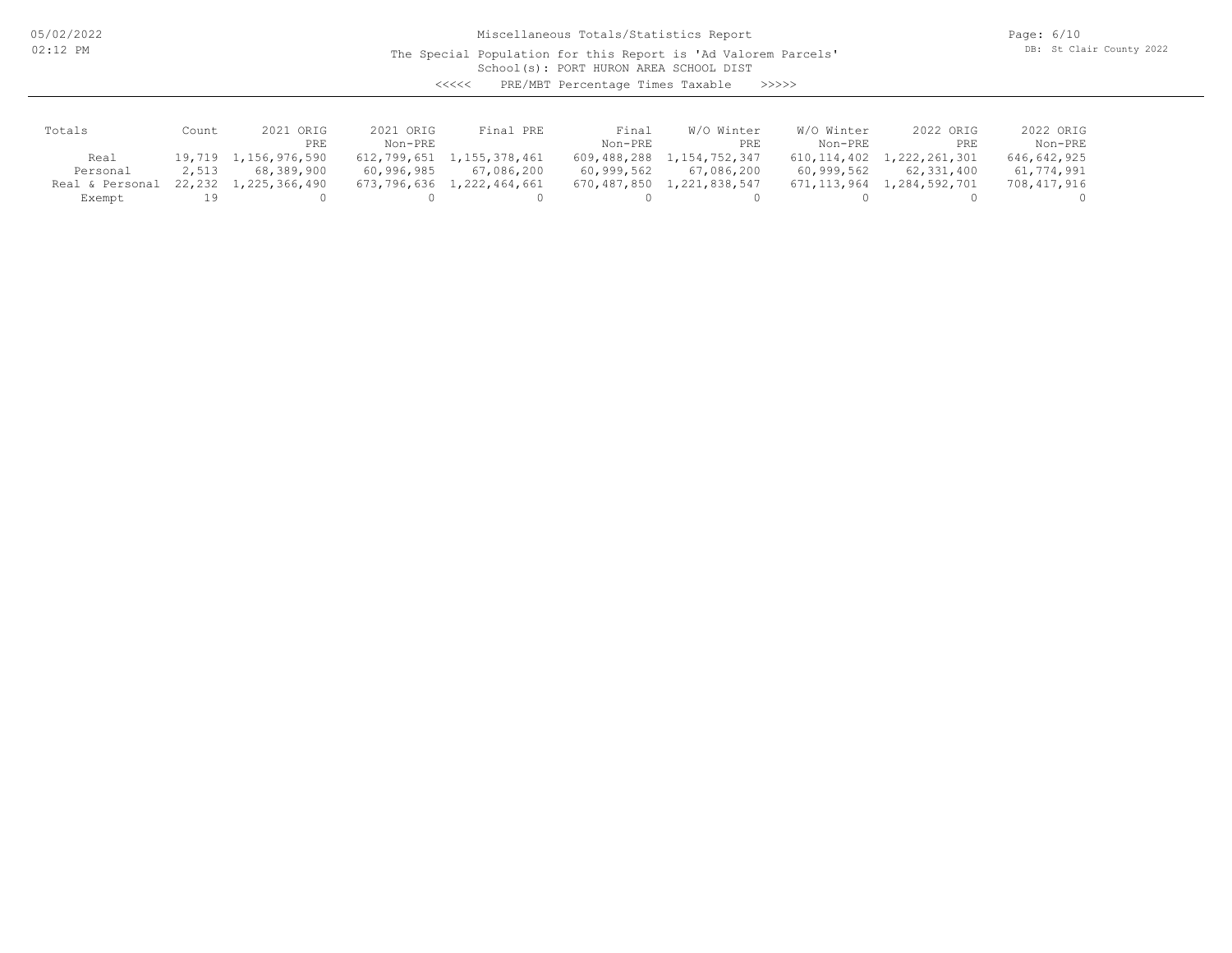Miscellaneous Totals/Statistics Report

The Special Population for this Report is 'Ad Valorem Parcels'

School(s): PORT HURON AREA SCHOOL DIST

<<<<< PRE/MBT Percentage Times Taxable >>>>>

| Totals | Count | 2021 ORIG PRE | 2021 ORIG Non-PRE | Final PRE | Final Non-PRE | W/O Winter PRE | W/O Winter Non-PRE | 2022 ORIG PRE | 2022 ORIG Non-PRE |
|---|---|---|---|---|---|---|---|---|---|
| Real | 19,719 | 1,156,976,590 | 612,799,651 | 1,155,378,461 | 609,488,288 | 1,154,752,347 | 610,114,402 | 1,222,261,301 | 646,642,925 |
| Personal | 2,513 | 68,389,900 | 60,996,985 | 67,086,200 | 60,999,562 | 67,086,200 | 60,999,562 | 62,331,400 | 61,774,991 |
| Real & Personal | 22,232 | 1,225,366,490 | 673,796,636 | 1,222,464,661 | 670,487,850 | 1,221,838,547 | 671,113,964 | 1,284,592,701 | 708,417,916 |
| Exempt | 19 | 0 | 0 | 0 | 0 | 0 | 0 | 0 | 0 |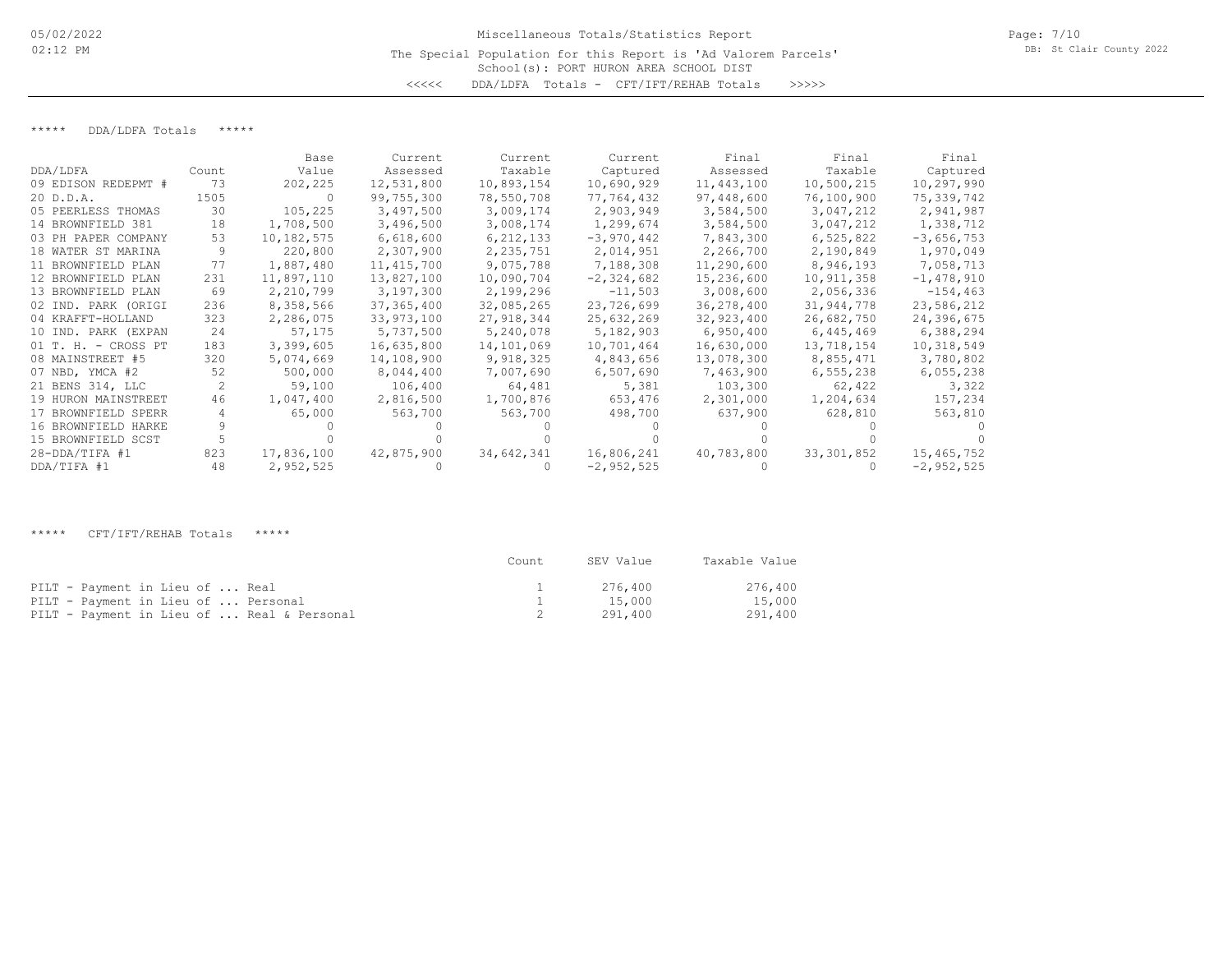Miscellaneous Totals/Statistics Report

The Special Population for this Report is 'Ad Valorem Parcels'

School(s): PORT HURON AREA SCHOOL DIST

<<<<< DDA/LDFA Totals - CFT/IFT/REHAB Totals >>>>>

## ***** DDA/LDFA Totals *****

| DDA/LDFA | Count | Base Value | Current Assessed | Current Taxable | Current Captured | Final Assessed | Final Taxable | Final Captured |
|---|---|---|---|---|---|---|---|---|
| 09 EDISON REDEPMT # | 73 | 202,225 | 12,531,800 | 10,893,154 | 10,690,929 | 11,443,100 | 10,500,215 | 10,297,990 |
| 20 D.D.A. | 1505 | 0 | 99,755,300 | 78,550,708 | 77,764,432 | 97,448,600 | 76,100,900 | 75,339,742 |
| 05 PEERLESS THOMAS | 30 | 105,225 | 3,497,500 | 3,009,174 | 2,903,949 | 3,584,500 | 3,047,212 | 2,941,987 |
| 14 BROWNFIELD 381 | 18 | 1,708,500 | 3,496,500 | 3,008,174 | 1,299,674 | 3,584,500 | 3,047,212 | 1,338,712 |
| 03 PH PAPER COMPANY | 53 | 10,182,575 | 6,618,600 | 6,212,133 | -3,970,442 | 7,843,300 | 6,525,822 | -3,656,753 |
| 18 WATER ST MARINA | 9 | 220,800 | 2,307,900 | 2,235,751 | 2,014,951 | 2,266,700 | 2,190,849 | 1,970,049 |
| 11 BROWNFIELD PLAN | 77 | 1,887,480 | 11,415,700 | 9,075,788 | 7,188,308 | 11,290,600 | 8,946,193 | 7,058,713 |
| 12 BROWNFIELD PLAN | 231 | 11,897,110 | 13,827,100 | 10,090,704 | -2,324,682 | 15,236,600 | 10,911,358 | -1,478,910 |
| 13 BROWNFIELD PLAN | 69 | 2,210,799 | 3,197,300 | 2,199,296 | -11,503 | 3,008,600 | 2,056,336 | -154,463 |
| 02 IND. PARK (ORIGI | 236 | 8,358,566 | 37,365,400 | 32,085,265 | 23,726,699 | 36,278,400 | 31,944,778 | 23,586,212 |
| 04 KRAFFT-HOLLAND | 323 | 2,286,075 | 33,973,100 | 27,918,344 | 25,632,269 | 32,923,400 | 26,682,750 | 24,396,675 |
| 10 IND. PARK (EXPAN | 24 | 57,175 | 5,737,500 | 5,240,078 | 5,182,903 | 6,950,400 | 6,445,469 | 6,388,294 |
| 01 T. H. - CROSS PT | 183 | 3,399,605 | 16,635,800 | 14,101,069 | 10,701,464 | 16,630,000 | 13,718,154 | 10,318,549 |
| 08 MAINSTREET #5 | 320 | 5,074,669 | 14,108,900 | 9,918,325 | 4,843,656 | 13,078,300 | 8,855,471 | 3,780,802 |
| 07 NBD, YMCA #2 | 52 | 500,000 | 8,044,400 | 7,007,690 | 6,507,690 | 7,463,900 | 6,555,238 | 6,055,238 |
| 21 BENS 314, LLC | 2 | 59,100 | 106,400 | 64,481 | 5,381 | 103,300 | 62,422 | 3,322 |
| 19 HURON MAINSTREET | 46 | 1,047,400 | 2,816,500 | 1,700,876 | 653,476 | 2,301,000 | 1,204,634 | 157,234 |
| 17 BROWNFIELD SPERR | 4 | 65,000 | 563,700 | 563,700 | 498,700 | 637,900 | 628,810 | 563,810 |
| 16 BROWNFIELD HARKE | 9 | 0 | 0 | 0 | 0 | 0 | 0 | 0 |
| 15 BROWNFIELD SCST | 5 | 0 | 0 | 0 | 0 | 0 | 0 | 0 |
| 28-DDA/TIFA #1 | 823 | 17,836,100 | 42,875,900 | 34,642,341 | 16,806,241 | 40,783,800 | 33,301,852 | 15,465,752 |
| DDA/TIFA #1 | 48 | 2,952,525 | 0 | 0 | -2,952,525 | 0 | 0 | -2,952,525 |

## ***** CFT/IFT/REHAB Totals *****

| | Count | SEV Value | Taxable Value |
|---|---|---|---|
| PILT - Payment in Lieu of ... Real | 1 | 276,400 | 276,400 |
| PILT - Payment in Lieu of ... Personal | 1 | 15,000 | 15,000 |
| PILT - Payment in Lieu of ... Real & Personal | 2 | 291,400 | 291,400 |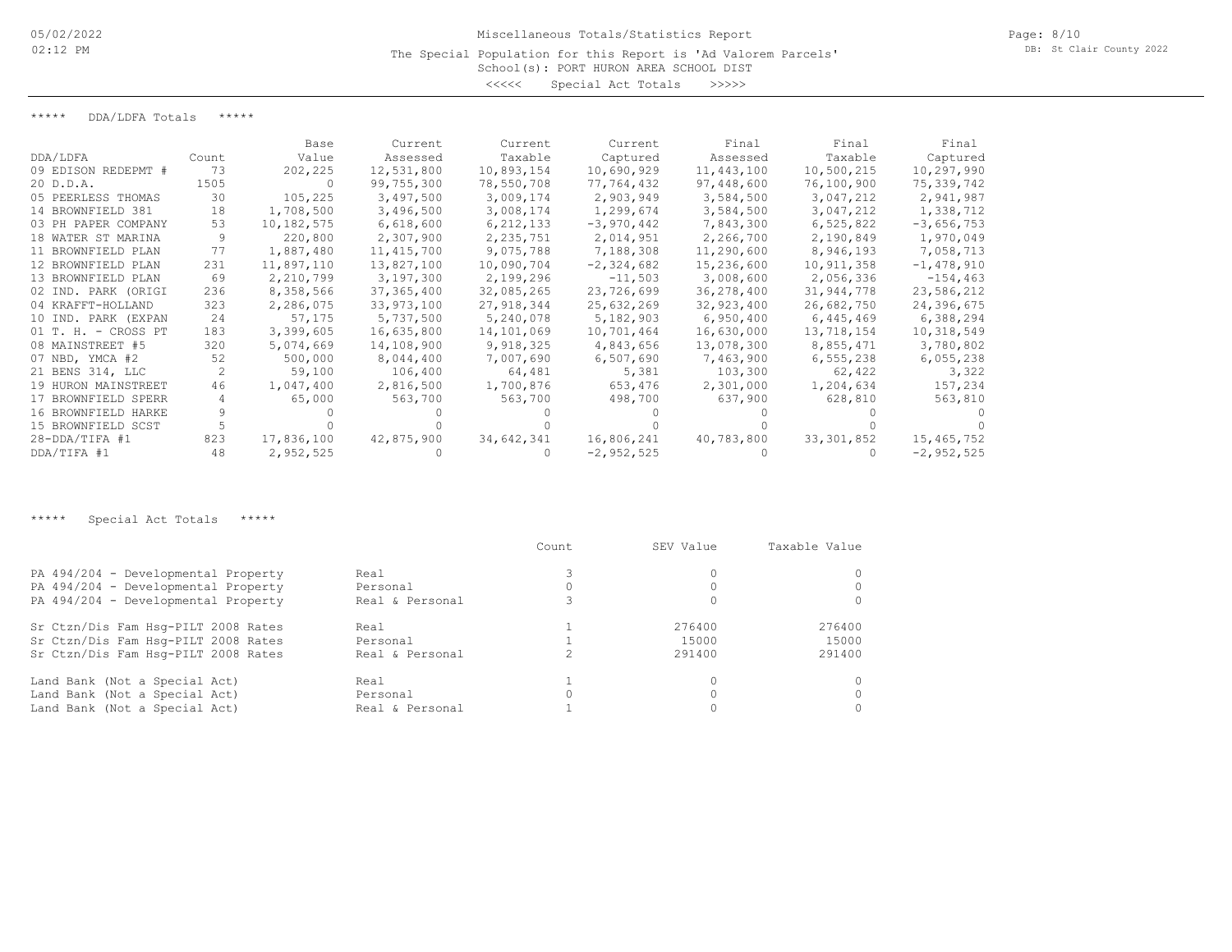Miscellaneous Totals/Statistics Report

The Special Population for this Report is 'Ad Valorem Parcels'

School(s): PORT HURON AREA SCHOOL DIST

<<<<< Special Act Totals >>>>>

***** DDA/LDFA Totals *****

| DDA/LDFA | Count | Base Value | Current Assessed | Current Taxable | Current Captured | Final Assessed | Final Taxable | Final Captured |
|---|---|---|---|---|---|---|---|---|
| 09 EDISON REDEPMT # | 73 | 202,225 | 12,531,800 | 10,893,154 | 10,690,929 | 11,443,100 | 10,500,215 | 10,297,990 |
| 20 D.D.A. | 1505 | 0 | 99,755,300 | 78,550,708 | 77,764,432 | 97,448,600 | 76,100,900 | 75,339,742 |
| 05 PEERLESS THOMAS | 30 | 105,225 | 3,497,500 | 3,009,174 | 2,903,949 | 3,584,500 | 3,047,212 | 2,941,987 |
| 14 BROWNFIELD 381 | 18 | 1,708,500 | 3,496,500 | 3,008,174 | 1,299,674 | 3,584,500 | 3,047,212 | 1,338,712 |
| 03 PH PAPER COMPANY | 53 | 10,182,575 | 6,618,600 | 6,212,133 | -3,970,442 | 7,843,300 | 6,525,822 | -3,656,753 |
| 18 WATER ST MARINA | 9 | 220,800 | 2,307,900 | 2,235,751 | 2,014,951 | 2,266,700 | 2,190,849 | 1,970,049 |
| 11 BROWNFIELD PLAN | 77 | 1,887,480 | 11,415,700 | 9,075,788 | 7,188,308 | 11,290,600 | 8,946,193 | 7,058,713 |
| 12 BROWNFIELD PLAN | 231 | 11,897,110 | 13,827,100 | 10,090,704 | -2,324,682 | 15,236,600 | 10,911,358 | -1,478,910 |
| 13 BROWNFIELD PLAN | 69 | 2,210,799 | 3,197,300 | 2,199,296 | -11,503 | 3,008,600 | 2,056,336 | -154,463 |
| 02 IND. PARK (ORIGI | 236 | 8,358,566 | 37,365,400 | 32,085,265 | 23,726,699 | 36,278,400 | 31,944,778 | 23,586,212 |
| 04 KRAFFT-HOLLAND | 323 | 2,286,075 | 33,973,100 | 27,918,344 | 25,632,269 | 32,923,400 | 26,682,750 | 24,396,675 |
| 10 IND. PARK (EXPAN | 24 | 57,175 | 5,737,500 | 5,240,078 | 5,182,903 | 6,950,400 | 6,445,469 | 6,388,294 |
| 01 T. H. - CROSS PT | 183 | 3,399,605 | 16,635,800 | 14,101,069 | 10,701,464 | 16,630,000 | 13,718,154 | 10,318,549 |
| 08 MAINSTREET #5 | 320 | 5,074,669 | 14,108,900 | 9,918,325 | 4,843,656 | 13,078,300 | 8,855,471 | 3,780,802 |
| 07 NBD, YMCA #2 | 52 | 500,000 | 8,044,400 | 7,007,690 | 6,507,690 | 7,463,900 | 6,555,238 | 6,055,238 |
| 21 BENS 314, LLC | 2 | 59,100 | 106,400 | 64,481 | 5,381 | 103,300 | 62,422 | 3,322 |
| 19 HURON MAINSTREET | 46 | 1,047,400 | 2,816,500 | 1,700,876 | 653,476 | 2,301,000 | 1,204,634 | 157,234 |
| 17 BROWNFIELD SPERR | 4 | 65,000 | 563,700 | 563,700 | 498,700 | 637,900 | 628,810 | 563,810 |
| 16 BROWNFIELD HARKE | 9 | 0 | 0 | 0 | 0 | 0 | 0 | 0 |
| 15 BROWNFIELD SCST | 5 | 0 | 0 | 0 | 0 | 0 | 0 | 0 |
| 28-DDA/TIFA #1 | 823 | 17,836,100 | 42,875,900 | 34,642,341 | 16,806,241 | 40,783,800 | 33,301,852 | 15,465,752 |
| DDA/TIFA #1 | 48 | 2,952,525 | 0 | 0 | -2,952,525 | 0 | 0 | -2,952,525 |

***** Special Act Totals *****

| | | Count | SEV Value | Taxable Value |
|---|---|---|---|---|
| PA 494/204 - Developmental Property | Real | 3 | 0 | 0 |
| PA 494/204 - Developmental Property | Personal | 0 | 0 | 0 |
| PA 494/204 - Developmental Property | Real & Personal | 3 | 0 | 0 |
| Sr Ctzn/Dis Fam Hsg-PILT 2008 Rates | Real | 1 | 276400 | 276400 |
| Sr Ctzn/Dis Fam Hsg-PILT 2008 Rates | Personal | 1 | 15000 | 15000 |
| Sr Ctzn/Dis Fam Hsg-PILT 2008 Rates | Real & Personal | 2 | 291400 | 291400 |
| Land Bank (Not a Special Act) | Real | 1 | 0 | 0 |
| Land Bank (Not a Special Act) | Personal | 0 | 0 | 0 |
| Land Bank (Not a Special Act) | Real & Personal | 1 | 0 | 0 |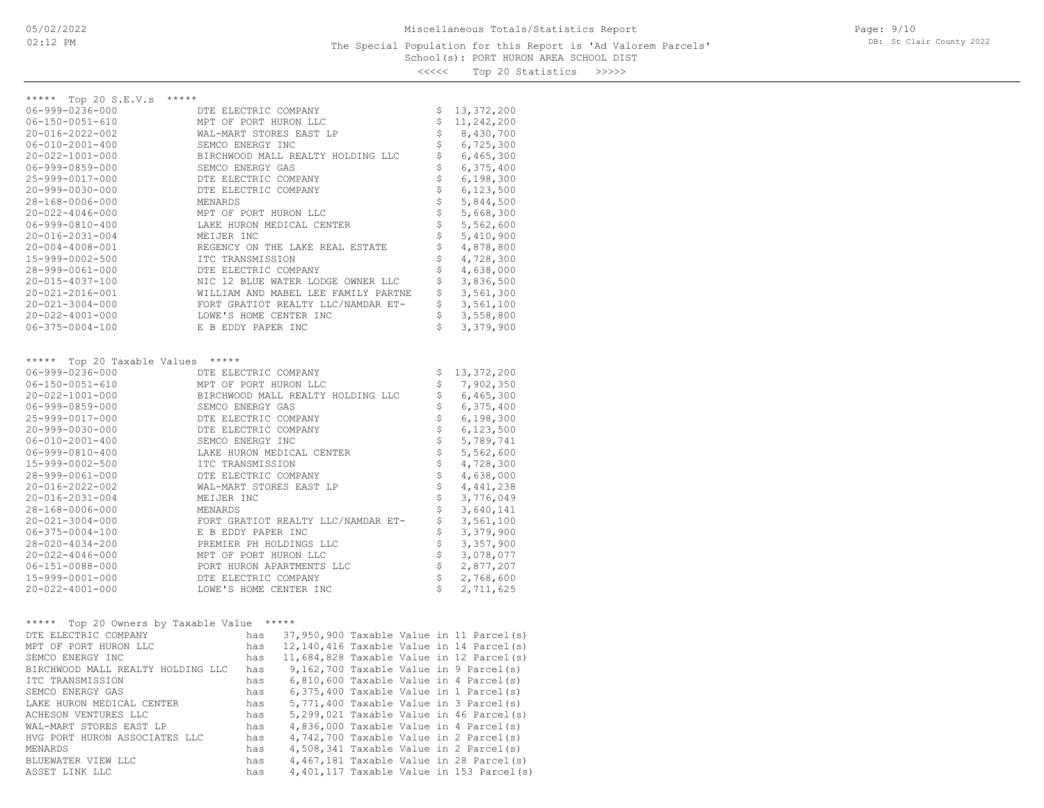Miscellaneous Totals/Statistics Report

The Special Population for this Report is 'Ad Valorem Parcels'

School(s): PORT HURON AREA SCHOOL DIST

<<<<< Top 20 Statistics >>>>>

## ***** Top 20 S.E.V.s *****

| Parcel | Owner | S.E.V. |
|---|---|---|
| 06-999-0236-000 | DTE ELECTRIC COMPANY | $ 13,372,200 |
| 06-150-0051-610 | MPT OF PORT HURON LLC | $ 11,242,200 |
| 20-016-2022-002 | WAL-MART STORES EAST LP | $ 8,430,700 |
| 06-010-2001-400 | SEMCO ENERGY INC | $ 6,725,300 |
| 20-022-1001-000 | BIRCHWOOD MALL REALTY HOLDING LLC | $ 6,465,300 |
| 06-999-0859-000 | SEMCO ENERGY GAS | $ 6,375,400 |
| 25-999-0017-000 | DTE ELECTRIC COMPANY | $ 6,198,300 |
| 20-999-0030-000 | DTE ELECTRIC COMPANY | $ 6,123,500 |
| 28-168-0006-000 | MENARDS | $ 5,844,500 |
| 20-022-4046-000 | MPT OF PORT HURON LLC | $ 5,668,300 |
| 06-999-0810-400 | LAKE HURON MEDICAL CENTER | $ 5,562,600 |
| 20-016-2031-004 | MEIJER INC | $ 5,410,900 |
| 20-004-4008-001 | REGENCY ON THE LAKE REAL ESTATE | $ 4,878,800 |
| 15-999-0002-500 | ITC TRANSMISSION | $ 4,728,300 |
| 28-999-0061-000 | DTE ELECTRIC COMPANY | $ 4,638,000 |
| 20-015-4037-100 | NIC 12 BLUE WATER LODGE OWNER LLC | $ 3,836,500 |
| 20-021-2016-001 | WILLIAM AND MABEL LEE FAMILY PARTNE | $ 3,561,300 |
| 20-021-3004-000 | FORT GRATIOT REALTY LLC/NAMDAR ET- | $ 3,561,100 |
| 20-022-4001-000 | LOWE'S HOME CENTER INC | $ 3,558,800 |
| 06-375-0004-100 | E B EDDY PAPER INC | $ 3,379,900 |

## ***** Top 20 Taxable Values *****

| Parcel | Owner | Taxable Value |
|---|---|---|
| 06-999-0236-000 | DTE ELECTRIC COMPANY | $ 13,372,200 |
| 06-150-0051-610 | MPT OF PORT HURON LLC | $ 7,902,350 |
| 20-022-1001-000 | BIRCHWOOD MALL REALTY HOLDING LLC | $ 6,465,300 |
| 06-999-0859-000 | SEMCO ENERGY GAS | $ 6,375,400 |
| 25-999-0017-000 | DTE ELECTRIC COMPANY | $ 6,198,300 |
| 20-999-0030-000 | DTE ELECTRIC COMPANY | $ 6,123,500 |
| 06-010-2001-400 | SEMCO ENERGY INC | $ 5,789,741 |
| 06-999-0810-400 | LAKE HURON MEDICAL CENTER | $ 5,562,600 |
| 15-999-0002-500 | ITC TRANSMISSION | $ 4,728,300 |
| 28-999-0061-000 | DTE ELECTRIC COMPANY | $ 4,638,000 |
| 20-016-2022-002 | WAL-MART STORES EAST LP | $ 4,441,238 |
| 20-016-2031-004 | MEIJER INC | $ 3,776,049 |
| 28-168-0006-000 | MENARDS | $ 3,640,141 |
| 20-021-3004-000 | FORT GRATIOT REALTY LLC/NAMDAR ET- | $ 3,561,100 |
| 06-375-0004-100 | E B EDDY PAPER INC | $ 3,379,900 |
| 28-020-4034-200 | PREMIER PH HOLDINGS LLC | $ 3,357,900 |
| 20-022-4046-000 | MPT OF PORT HURON LLC | $ 3,078,077 |
| 06-151-0088-000 | PORT HURON APARTMENTS LLC | $ 2,877,207 |
| 15-999-0001-000 | DTE ELECTRIC COMPANY | $ 2,768,600 |
| 20-022-4001-000 | LOWE'S HOME CENTER INC | $ 2,711,625 |

## ***** Top 20 Owners by Taxable Value *****

```
DTE ELECTRIC COMPANY               has   37,950,900 Taxable Value in 11 Parcel(s)
MPT OF PORT HURON LLC              has   12,140,416 Taxable Value in 14 Parcel(s)
SEMCO ENERGY INC                   has   11,684,828 Taxable Value in 12 Parcel(s)
BIRCHWOOD MALL REALTY HOLDING LLC  has    9,162,700 Taxable Value in 9 Parcel(s)
ITC TRANSMISSION                   has    6,810,600 Taxable Value in 4 Parcel(s)
SEMCO ENERGY GAS                   has    6,375,400 Taxable Value in 1 Parcel(s)
LAKE HURON MEDICAL CENTER          has    5,771,400 Taxable Value in 3 Parcel(s)
ACHESON VENTURES LLC               has    5,299,021 Taxable Value in 46 Parcel(s)
WAL-MART STORES EAST LP            has    4,836,000 Taxable Value in 4 Parcel(s)
HVG PORT HURON ASSOCIATES LLC      has    4,742,700 Taxable Value in 2 Parcel(s)
MENARDS                            has    4,508,341 Taxable Value in 2 Parcel(s)
BLUEWATER VIEW LLC                 has    4,467,181 Taxable Value in 28 Parcel(s)
ASSET LINK LLC                     has    4,401,117 Taxable Value in 153 Parcel(s)
```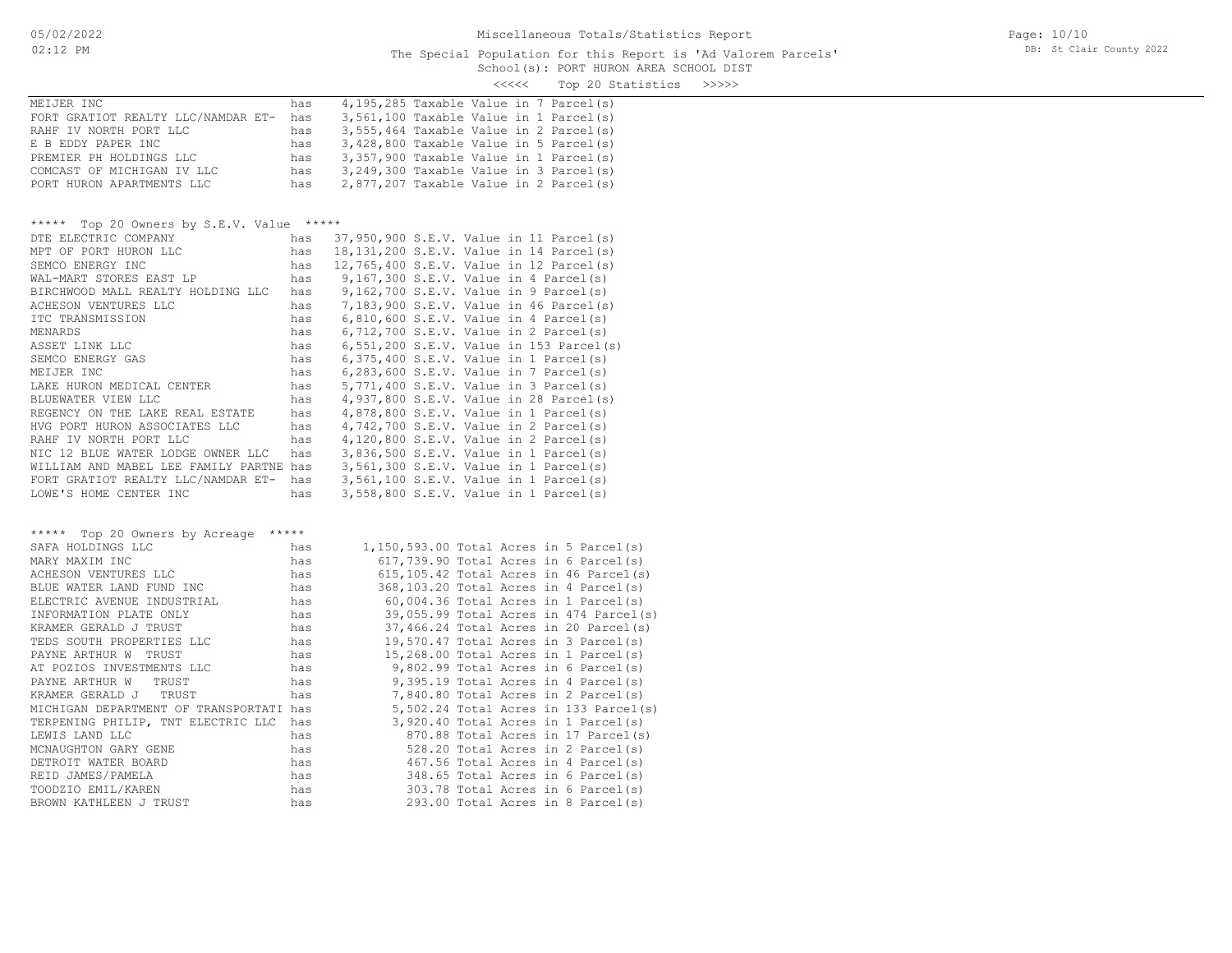Miscellaneous Totals/Statistics Report

The Special Population for this Report is 'Ad Valorem Parcels'

School(s): PORT HURON AREA SCHOOL DIST

<<<<< Top 20 Statistics >>>>>

```
MEIJER INC                          has    4,195,285 Taxable Value in 7 Parcel(s)
FORT GRATIOT REALTY LLC/NAMDAR ET-  has    3,561,100 Taxable Value in 1 Parcel(s)
RAHF IV NORTH PORT LLC              has    3,555,464 Taxable Value in 2 Parcel(s)
E B EDDY PAPER INC                  has    3,428,800 Taxable Value in 5 Parcel(s)
PREMIER PH HOLDINGS LLC             has    3,357,900 Taxable Value in 1 Parcel(s)
COMCAST OF MICHIGAN IV LLC          has    3,249,300 Taxable Value in 3 Parcel(s)
PORT HURON APARTMENTS LLC           has    2,877,207 Taxable Value in 2 Parcel(s)
```

***** Top 20 Owners by S.E.V. Value *****

```
DTE ELECTRIC COMPANY                    has  37,950,900 S.E.V. Value in 11 Parcel(s)
MPT OF PORT HURON LLC                   has  18,131,200 S.E.V. Value in 14 Parcel(s)
SEMCO ENERGY INC                        has  12,765,400 S.E.V. Value in 12 Parcel(s)
WAL-MART STORES EAST LP                 has   9,167,300 S.E.V. Value in 4 Parcel(s)
BIRCHWOOD MALL REALTY HOLDING LLC       has   9,162,700 S.E.V. Value in 9 Parcel(s)
ACHESON VENTURES LLC                    has   7,183,900 S.E.V. Value in 46 Parcel(s)
ITC TRANSMISSION                        has   6,810,600 S.E.V. Value in 4 Parcel(s)
MENARDS                                 has   6,712,700 S.E.V. Value in 2 Parcel(s)
ASSET LINK LLC                          has   6,551,200 S.E.V. Value in 153 Parcel(s)
SEMCO ENERGY GAS                        has   6,375,400 S.E.V. Value in 1 Parcel(s)
MEIJER INC                              has   6,283,600 S.E.V. Value in 7 Parcel(s)
LAKE HURON MEDICAL CENTER               has   5,771,400 S.E.V. Value in 3 Parcel(s)
BLUEWATER VIEW LLC                      has   4,937,800 S.E.V. Value in 28 Parcel(s)
REGENCY ON THE LAKE REAL ESTATE         has   4,878,800 S.E.V. Value in 1 Parcel(s)
HVG PORT HURON ASSOCIATES LLC           has   4,742,700 S.E.V. Value in 2 Parcel(s)
RAHF IV NORTH PORT LLC                  has   4,120,800 S.E.V. Value in 2 Parcel(s)
NIC 12 BLUE WATER LODGE OWNER LLC       has   3,836,500 S.E.V. Value in 1 Parcel(s)
WILLIAM AND MABEL LEE FAMILY PARTNE     has   3,561,300 S.E.V. Value in 1 Parcel(s)
FORT GRATIOT REALTY LLC/NAMDAR ET-      has   3,561,100 S.E.V. Value in 1 Parcel(s)
LOWE'S HOME CENTER INC                  has   3,558,800 S.E.V. Value in 1 Parcel(s)
```

***** Top 20 Owners by Acreage *****

```
SAFA HOLDINGS LLC                       has    1,150,593.00 Total Acres in 5 Parcel(s)
MARY MAXIM INC                          has      617,739.90 Total Acres in 6 Parcel(s)
ACHESON VENTURES LLC                    has      615,105.42 Total Acres in 46 Parcel(s)
BLUE WATER LAND FUND INC                has      368,103.20 Total Acres in 4 Parcel(s)
ELECTRIC AVENUE INDUSTRIAL              has       60,004.36 Total Acres in 1 Parcel(s)
INFORMATION PLATE ONLY                  has       39,055.99 Total Acres in 474 Parcel(s)
KRAMER GERALD J TRUST                   has       37,466.24 Total Acres in 20 Parcel(s)
TEDS SOUTH PROPERTIES LLC               has       19,570.47 Total Acres in 3 Parcel(s)
PAYNE ARTHUR W  TRUST                   has       15,268.00 Total Acres in 1 Parcel(s)
AT POZIOS INVESTMENTS LLC               has        9,802.99 Total Acres in 6 Parcel(s)
PAYNE ARTHUR W   TRUST                  has        9,395.19 Total Acres in 4 Parcel(s)
KRAMER GERALD J   TRUST                 has        7,840.80 Total Acres in 2 Parcel(s)
MICHIGAN DEPARTMENT OF TRANSPORTATI     has        5,502.24 Total Acres in 133 Parcel(s)
TERPENING PHILIP, TNT ELECTRIC LLC      has        3,920.40 Total Acres in 1 Parcel(s)
LEWIS LAND LLC                          has          870.88 Total Acres in 17 Parcel(s)
MCNAUGHTON GARY GENE                    has          528.20 Total Acres in 2 Parcel(s)
DETROIT WATER BOARD                     has          467.56 Total Acres in 4 Parcel(s)
REID JAMES/PAMELA                       has          348.65 Total Acres in 6 Parcel(s)
TOODZIO EMIL/KAREN                      has          303.78 Total Acres in 6 Parcel(s)
BROWN KATHLEEN J TRUST                  has          293.00 Total Acres in 8 Parcel(s)
```